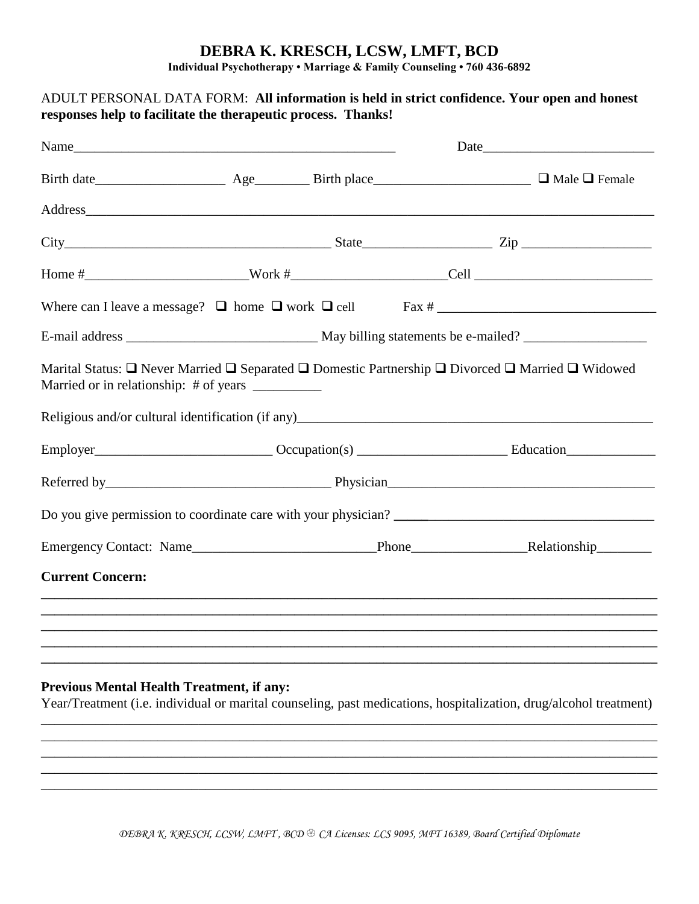# DEBRA K. KRESCH, LCSW, LMFT, BCD

**Individual Psychotherapy • Marriage & Family Counseling • 760 436-6892**

ADULT PERSONAL DATA FORM: **All information is held in strict confidence. Your open and honest responses help to facilitate the therapeutic process. Thanks!**

Name_______________________________________________ Date_________________________

Birth date__________________ Age________ Birth place______________________ ❑ Male ❑ Female

Address_____________________________________________________________________________

City_______________________________________ State__________________ Zip __________________

Home #_______________________Work #_____________________Cell _________________________

Where can I leave a message? ❑ home ❑ work ❑ cell Fax # _______________________________

E-mail address ___________________________ May billing statements be e-mailed? _________________

Marital Status: ❑ Never Married ❑ Separated ❑ Domestic Partnership ❑ Divorced ❑ Married ❑ Widowed
Married or in relationship: # of years __________

Religious and/or cultural identification (if any)_____________________________________________________

Employer_________________________ Occupation(s) _____________________ Education_____________

Referred by_________________________________ Physician________________________________________

Do you give permission to coordinate care with your physician? __________________________________________

Emergency Contact: Name__________________________Phone________________Relationship________

**Current Concern:**

_____________________________________________________________________________

_____________________________________________________________________________

_____________________________________________________________________________

_____________________________________________________________________________

_____________________________________________________________________________

**Previous Mental Health Treatment, if any:**

Year/Treatment (i.e. individual or marital counseling, past medications, hospitalization, drug/alcohol treatment)

_____________________________________________________________________________

_____________________________________________________________________________

_____________________________________________________________________________

_____________________________________________________________________________

_____________________________________________________________________________

*DEBRA K. KRESCH, LCSW, LMFT, BCD ❀ CA Licenses: LCS 9095, MFT 16389, Board Certified Diplomate*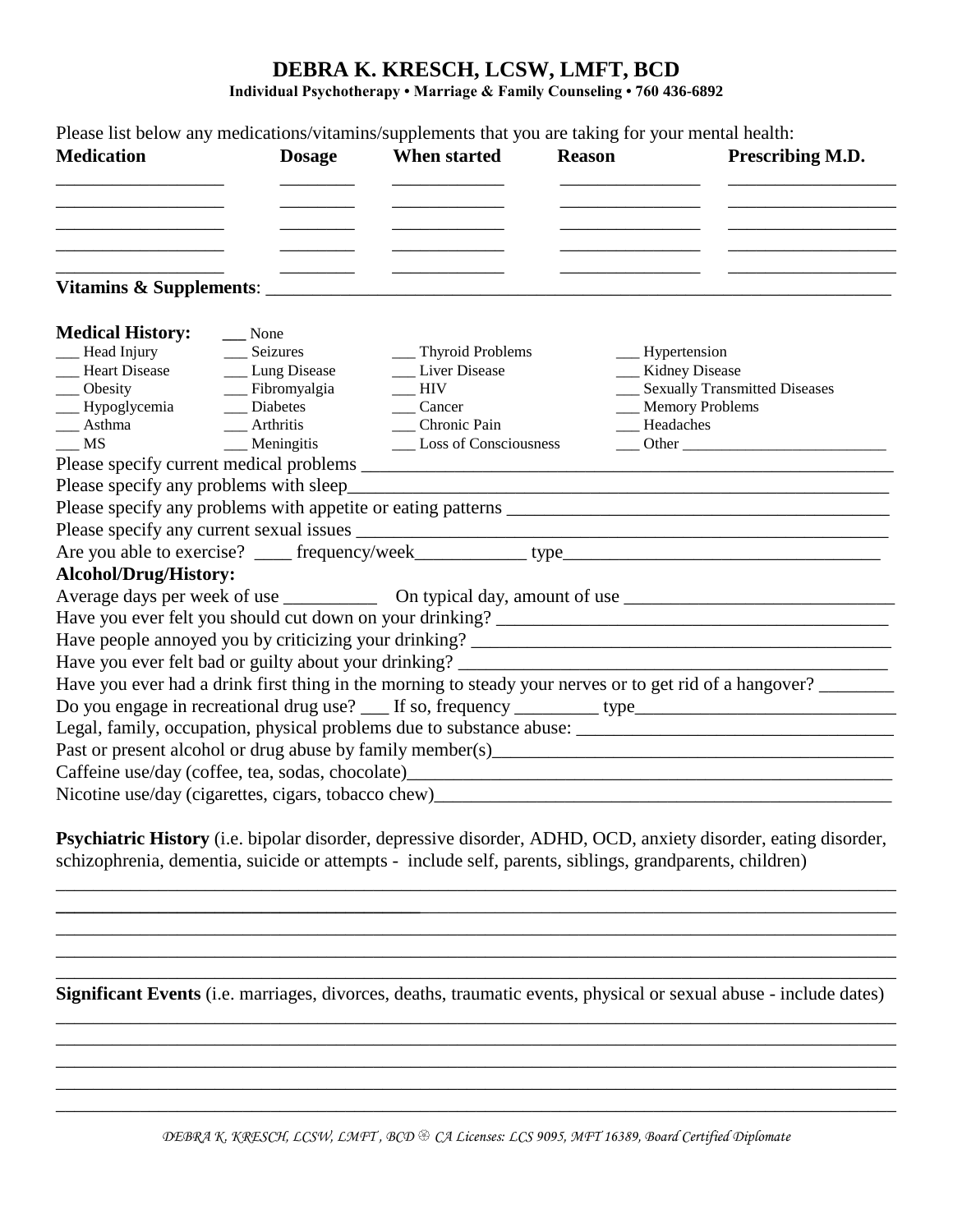# DEBRA K. KRESCH, LCSW, LMFT, BCD

**Individual Psychotherapy • Marriage & Family Counseling • 760 436-6892**

Please list below any medications/vitamins/supplements that you are taking for your mental health:

| Medication | Dosage | When started | Reason | Prescribing M.D. |
| --- | --- | --- | --- | --- |
| __________________ | ________ | ____________ | _______________ | _________________ |
| __________________ | ________ | ____________ | _______________ | _________________ |
| __________________ | ________ | ____________ | _______________ | _________________ |
| __________________ | ________ | ____________ | _______________ | _________________ |
| __________________ | ________ | ____________ | _______________ | _________________ |

**Vitamins & Supplements**: ____________________________________________________________

**Medical History:** ___ None

| | | | |
| --- | --- | --- | --- |
| ___ Head Injury | ___ Seizures | ___ Thyroid Problems | ___ Hypertension |
| ___ Heart Disease | ___ Lung Disease | ___ Liver Disease | ___ Kidney Disease |
| ___ Obesity | ___ Fibromyalgia | ___ HIV | ___ Sexually Transmitted Diseases |
| ___ Hypoglycemia | ___ Diabetes | ___ Cancer | ___ Memory Problems |
| ___ Asthma | ___ Arthritis | ___ Chronic Pain | ___ Headaches |
| ___ MS | ___ Meningitis | ___ Loss of Consciousness | ___ Other _______________________ |

Please specify current medical problems ________________________________________________

Please specify any problems with sleep_________________________________________________

Please specify any problems with appetite or eating patterns ____________________________________

Please specify any current sexual issues ________________________________________________

Are you able to exercise? ____ frequency/week____________ type_______________________________

**Alcohol/Drug/History:**

Average days per week of use __________ On typical day, amount of use __________________________

Have you ever felt you should cut down on your drinking? ______________________________________

Have people annoyed you by criticizing your drinking? _________________________________________

Have you ever felt bad or guilty about your drinking? __________________________________________

Have you ever had a drink first thing in the morning to steady your nerves or to get rid of a hangover? ________

Do you engage in recreational drug use? ___ If so, frequency _________ type_________________________

Legal, family, occupation, physical problems due to substance abuse: ______________________________

Past or present alcohol or drug abuse by family member(s)_______________________________________

Caffeine use/day (coffee, tea, sodas, chocolate)____________________________________________

Nicotine use/day (cigarettes, cigars, tobacco chew)__________________________________________

**Psychiatric History** (i.e. bipolar disorder, depressive disorder, ADHD, OCD, anxiety disorder, eating disorder, schizophrenia, dementia, suicide or attempts - include self, parents, siblings, grandparents, children)

______________________________________________________________________________________

______________________________________________________________________________________

______________________________________________________________________________________

______________________________________________________________________________________

______________________________________________________________________________________

**Significant Events** (i.e. marriages, divorces, deaths, traumatic events, physical or sexual abuse - include dates)

______________________________________________________________________________________

______________________________________________________________________________________

______________________________________________________________________________________

______________________________________________________________________________________

______________________________________________________________________________________

*DEBRA K. KRESCH, LCSW, LMFT , BCD ❀ CA Licenses: LCS 9095, MFT 16389, Board Certified Diplomate*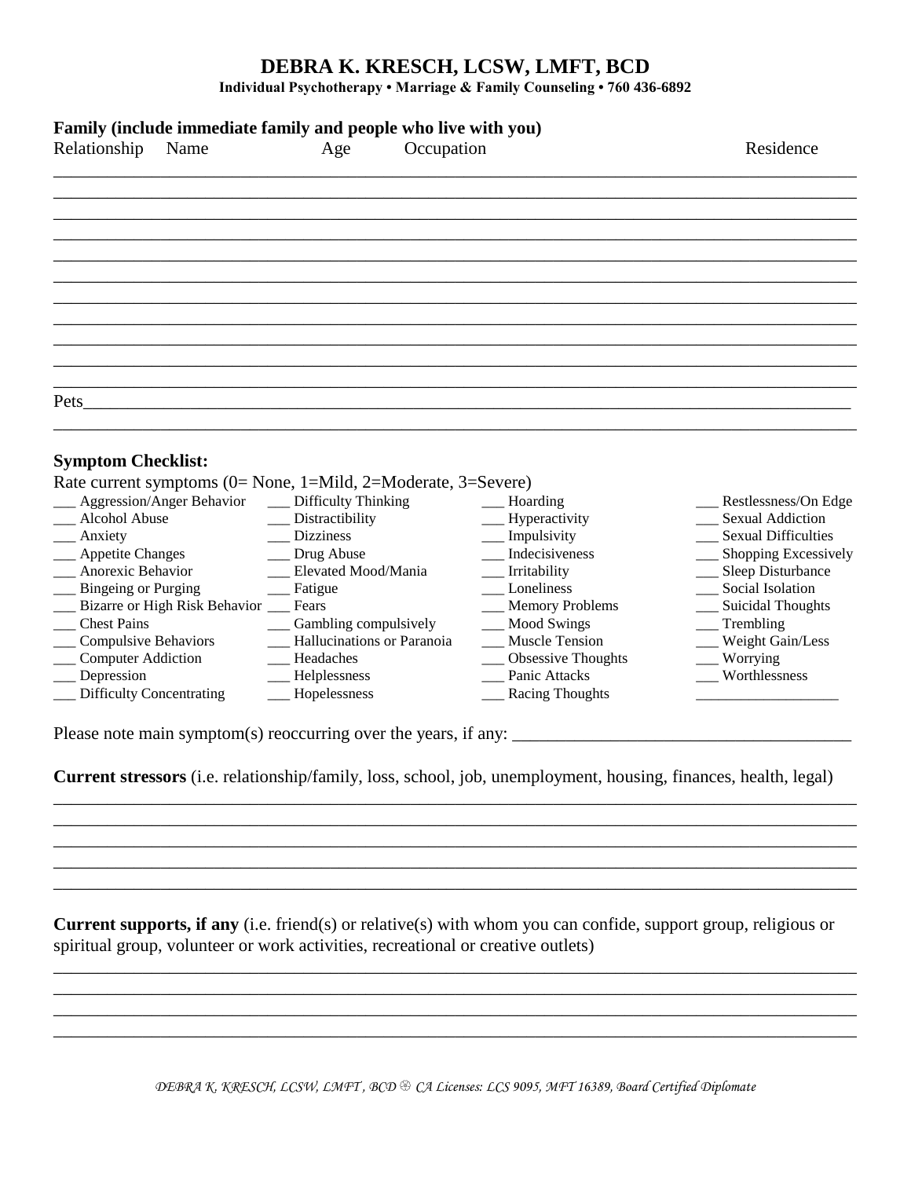# DEBRA K. KRESCH, LCSW, LMFT, BCD

**Individual Psychotherapy • Marriage & Family Counseling • 760 436-6892**

**Family (include immediate family and people who live with you)**

| Relationship | Name | Age | Occupation | Residence |
|---|---|---|---|---|
| | | | | |
| | | | | |
| | | | | |
| | | | | |
| | | | | |
| | | | | |
| | | | | |
| | | | | |
| | | | | |
| | | | | |
| | | | | |

Pets_______________________________________________________________________________

_________________________________________________________________________________

**Symptom Checklist:**

Rate current symptoms (0= None, 1=Mild, 2=Moderate, 3=Severe)

___ Aggression/Anger Behavior
___ Alcohol Abuse
___ Anxiety
___ Appetite Changes
___ Anorexic Behavior
___ Bingeing or Purging
___ Bizarre or High Risk Behavior
___ Chest Pains
___ Compulsive Behaviors
___ Computer Addiction
___ Depression
___ Difficulty Concentrating
___ Difficulty Thinking
___ Distractibility
___ Dizziness
___ Drug Abuse
___ Elevated Mood/Mania
___ Fatigue
___ Fears
___ Gambling compulsively
___ Hallucinations or Paranoia
___ Headaches
___ Helplessness
___ Hopelessness
___ Hoarding
___ Hyperactivity
___ Impulsivity
___ Indecisiveness
___ Irritability
___ Loneliness
___ Memory Problems
___ Mood Swings
___ Muscle Tension
___ Obsessive Thoughts
___ Panic Attacks
___ Racing Thoughts
___ Restlessness/On Edge
___ Sexual Addiction
___ Sexual Difficulties
___ Shopping Excessively
___ Sleep Disturbance
___ Social Isolation
___ Suicidal Thoughts
___ Trembling
___ Weight Gain/Less
___ Worrying
___ Worthlessness
___________________

Please note main symptom(s) reoccurring over the years, if any: _____________________________________

**Current stressors** (i.e. relationship/family, loss, school, job, unemployment, housing, finances, health, legal)

_________________________________________________________________________________
_________________________________________________________________________________
_________________________________________________________________________________
_________________________________________________________________________________
_________________________________________________________________________________

**Current supports, if any** (i.e. friend(s) or relative(s) with whom you can confide, support group, religious or spiritual group, volunteer or work activities, recreational or creative outlets)

_________________________________________________________________________________
_________________________________________________________________________________
_________________________________________________________________________________
_________________________________________________________________________________

*DEBRA K. KRESCH, LCSW, LMFT, BCD ❀ CA Licenses: LCS 9095, MFT 16389, Board Certified Diplomate*